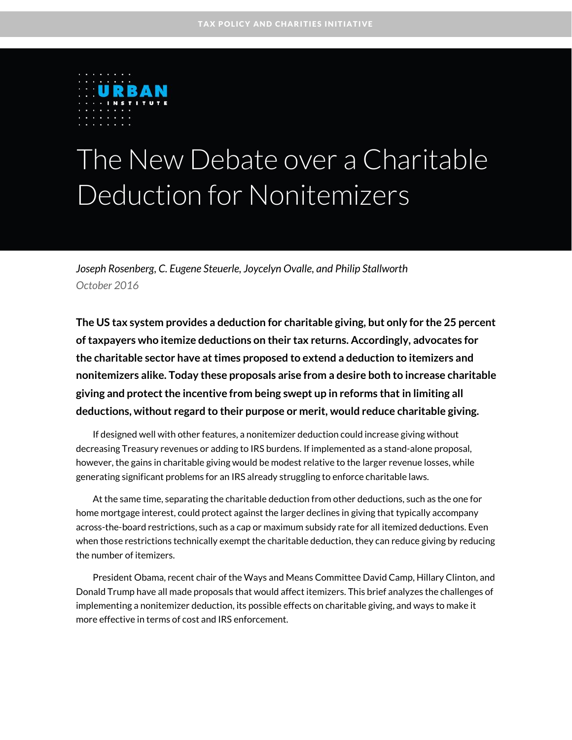TAX POLICY AND CHARITIES INITIATIVE

URBAN INSTITUTE

# The New Debate over a Charitable Deduction for Nonitemizers

*Joseph Rosenberg, C. Eugene Steuerle, Joycelyn Ovalle, and Philip Stallworth*
*October 2016*

**The US tax system provides a deduction for charitable giving, but only for the 25 percent of taxpayers who itemize deductions on their tax returns. Accordingly, advocates for the charitable sector have at times proposed to extend a deduction to itemizers and nonitemizers alike. Today these proposals arise from a desire both to increase charitable giving and protect the incentive from being swept up in reforms that in limiting all deductions, without regard to their purpose or merit, would reduce charitable giving.**

If designed well with other features, a nonitemizer deduction could increase giving without decreasing Treasury revenues or adding to IRS burdens. If implemented as a stand-alone proposal, however, the gains in charitable giving would be modest relative to the larger revenue losses, while generating significant problems for an IRS already struggling to enforce charitable laws.

At the same time, separating the charitable deduction from other deductions, such as the one for home mortgage interest, could protect against the larger declines in giving that typically accompany across-the-board restrictions, such as a cap or maximum subsidy rate for all itemized deductions. Even when those restrictions technically exempt the charitable deduction, they can reduce giving by reducing the number of itemizers.

President Obama, recent chair of the Ways and Means Committee David Camp, Hillary Clinton, and Donald Trump have all made proposals that would affect itemizers. This brief analyzes the challenges of implementing a nonitemizer deduction, its possible effects on charitable giving, and ways to make it more effective in terms of cost and IRS enforcement.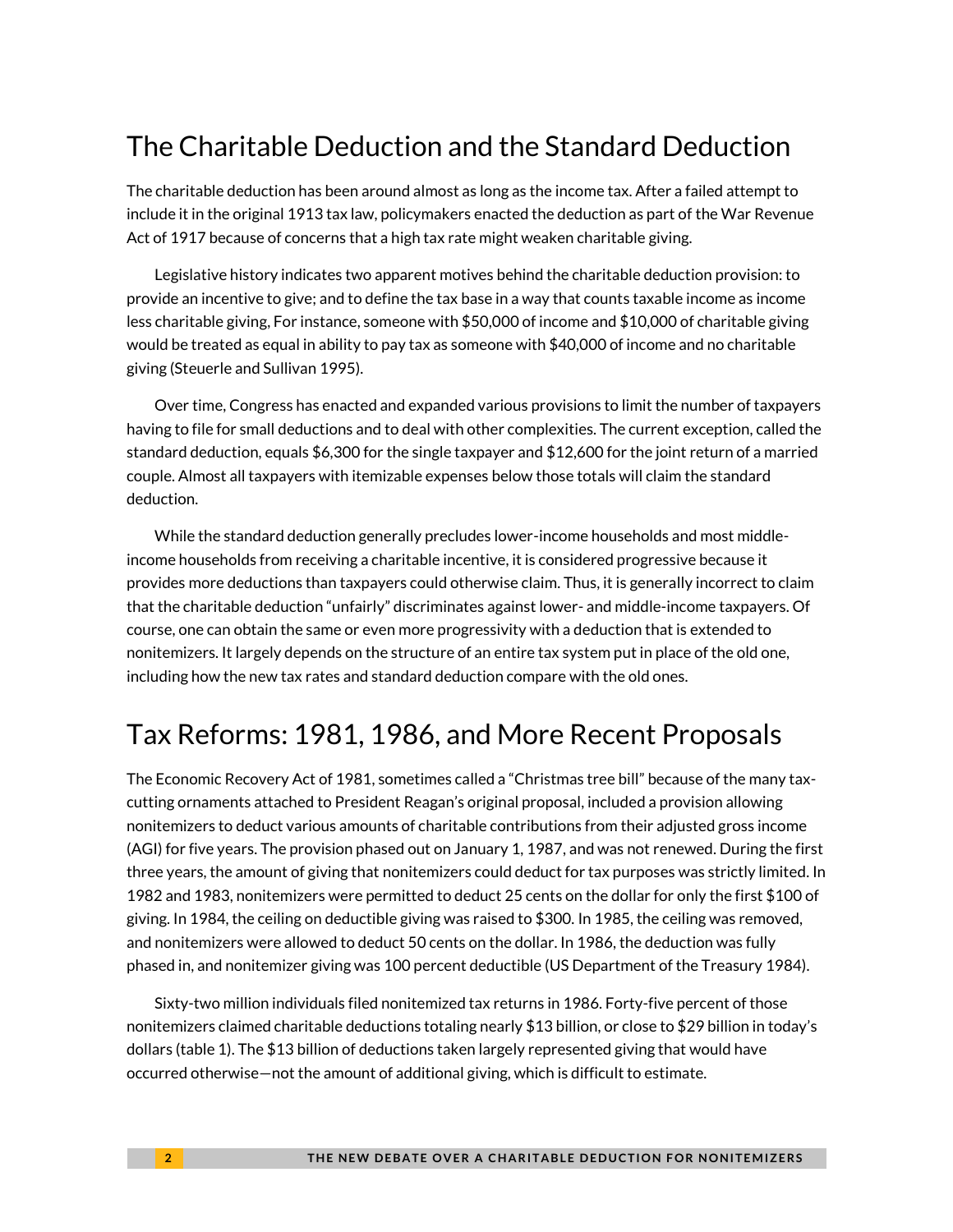## The Charitable Deduction and the Standard Deduction

The charitable deduction has been around almost as long as the income tax. After a failed attempt to include it in the original 1913 tax law, policymakers enacted the deduction as part of the War Revenue Act of 1917 because of concerns that a high tax rate might weaken charitable giving.

Legislative history indicates two apparent motives behind the charitable deduction provision: to provide an incentive to give; and to define the tax base in a way that counts taxable income as income less charitable giving, For instance, someone with $50,000 of income and $10,000 of charitable giving would be treated as equal in ability to pay tax as someone with $40,000 of income and no charitable giving (Steuerle and Sullivan 1995).

Over time, Congress has enacted and expanded various provisions to limit the number of taxpayers having to file for small deductions and to deal with other complexities. The current exception, called the standard deduction, equals $6,300 for the single taxpayer and $12,600 for the joint return of a married couple. Almost all taxpayers with itemizable expenses below those totals will claim the standard deduction.

While the standard deduction generally precludes lower-income households and most middle-income households from receiving a charitable incentive, it is considered progressive because it provides more deductions than taxpayers could otherwise claim. Thus, it is generally incorrect to claim that the charitable deduction "unfairly" discriminates against lower- and middle-income taxpayers. Of course, one can obtain the same or even more progressivity with a deduction that is extended to nonitemizers. It largely depends on the structure of an entire tax system put in place of the old one, including how the new tax rates and standard deduction compare with the old ones.

## Tax Reforms: 1981, 1986, and More Recent Proposals

The Economic Recovery Act of 1981, sometimes called a "Christmas tree bill" because of the many tax-cutting ornaments attached to President Reagan's original proposal, included a provision allowing nonitemizers to deduct various amounts of charitable contributions from their adjusted gross income (AGI) for five years. The provision phased out on January 1, 1987, and was not renewed. During the first three years, the amount of giving that nonitemizers could deduct for tax purposes was strictly limited. In 1982 and 1983, nonitemizers were permitted to deduct 25 cents on the dollar for only the first $100 of giving. In 1984, the ceiling on deductible giving was raised to $300. In 1985, the ceiling was removed, and nonitemizers were allowed to deduct 50 cents on the dollar. In 1986, the deduction was fully phased in, and nonitemizer giving was 100 percent deductible (US Department of the Treasury 1984).

Sixty-two million individuals filed nonitemized tax returns in 1986. Forty-five percent of those nonitemizers claimed charitable deductions totaling nearly $13 billion, or close to $29 billion in today's dollars (table 1). The $13 billion of deductions taken largely represented giving that would have occurred otherwise—not the amount of additional giving, which is difficult to estimate.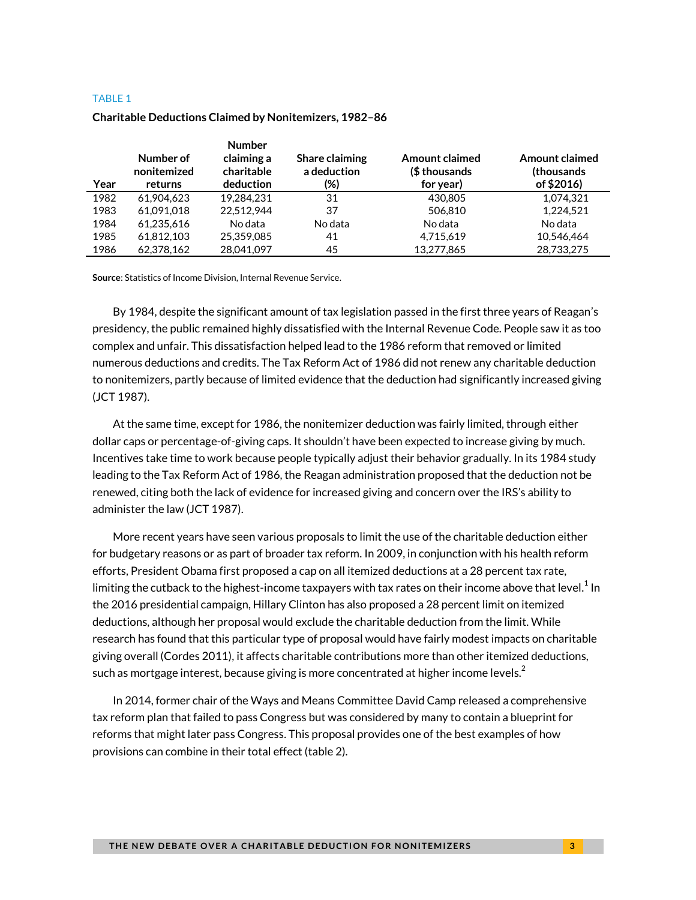TABLE 1

**Charitable Deductions Claimed by Nonitemizers, 1982–86**

| Year | Number of nonitemized returns | Number claiming a charitable deduction | Share claiming a deduction (%) | Amount claimed ($ thousands for year) | Amount claimed (thousands of $2016) |
|---|---|---|---|---|---|
| 1982 | 61,904,623 | 19,284,231 | 31 | 430,805 | 1,074,321 |
| 1983 | 61,091,018 | 22,512,944 | 37 | 506,810 | 1,224,521 |
| 1984 | 61,235,616 | No data | No data | No data | No data |
| 1985 | 61,812,103 | 25,359,085 | 41 | 4,715,619 | 10,546,464 |
| 1986 | 62,378,162 | 28,041,097 | 45 | 13,277,865 | 28,733,275 |

**Source**: Statistics of Income Division, Internal Revenue Service.

By 1984, despite the significant amount of tax legislation passed in the first three years of Reagan's presidency, the public remained highly dissatisfied with the Internal Revenue Code. People saw it as too complex and unfair. This dissatisfaction helped lead to the 1986 reform that removed or limited numerous deductions and credits. The Tax Reform Act of 1986 did not renew any charitable deduction to nonitemizers, partly because of limited evidence that the deduction had significantly increased giving (JCT 1987).

At the same time, except for 1986, the nonitemizer deduction was fairly limited, through either dollar caps or percentage-of-giving caps. It shouldn't have been expected to increase giving by much. Incentives take time to work because people typically adjust their behavior gradually. In its 1984 study leading to the Tax Reform Act of 1986, the Reagan administration proposed that the deduction not be renewed, citing both the lack of evidence for increased giving and concern over the IRS's ability to administer the law (JCT 1987).

More recent years have seen various proposals to limit the use of the charitable deduction either for budgetary reasons or as part of broader tax reform. In 2009, in conjunction with his health reform efforts, President Obama first proposed a cap on all itemized deductions at a 28 percent tax rate, limiting the cutback to the highest-income taxpayers with tax rates on their income above that level.[1] In the 2016 presidential campaign, Hillary Clinton has also proposed a 28 percent limit on itemized deductions, although her proposal would exclude the charitable deduction from the limit. While research has found that this particular type of proposal would have fairly modest impacts on charitable giving overall (Cordes 2011), it affects charitable contributions more than other itemized deductions, such as mortgage interest, because giving is more concentrated at higher income levels.[2]

In 2014, former chair of the Ways and Means Committee David Camp released a comprehensive tax reform plan that failed to pass Congress but was considered by many to contain a blueprint for reforms that might later pass Congress. This proposal provides one of the best examples of how provisions can combine in their total effect (table 2).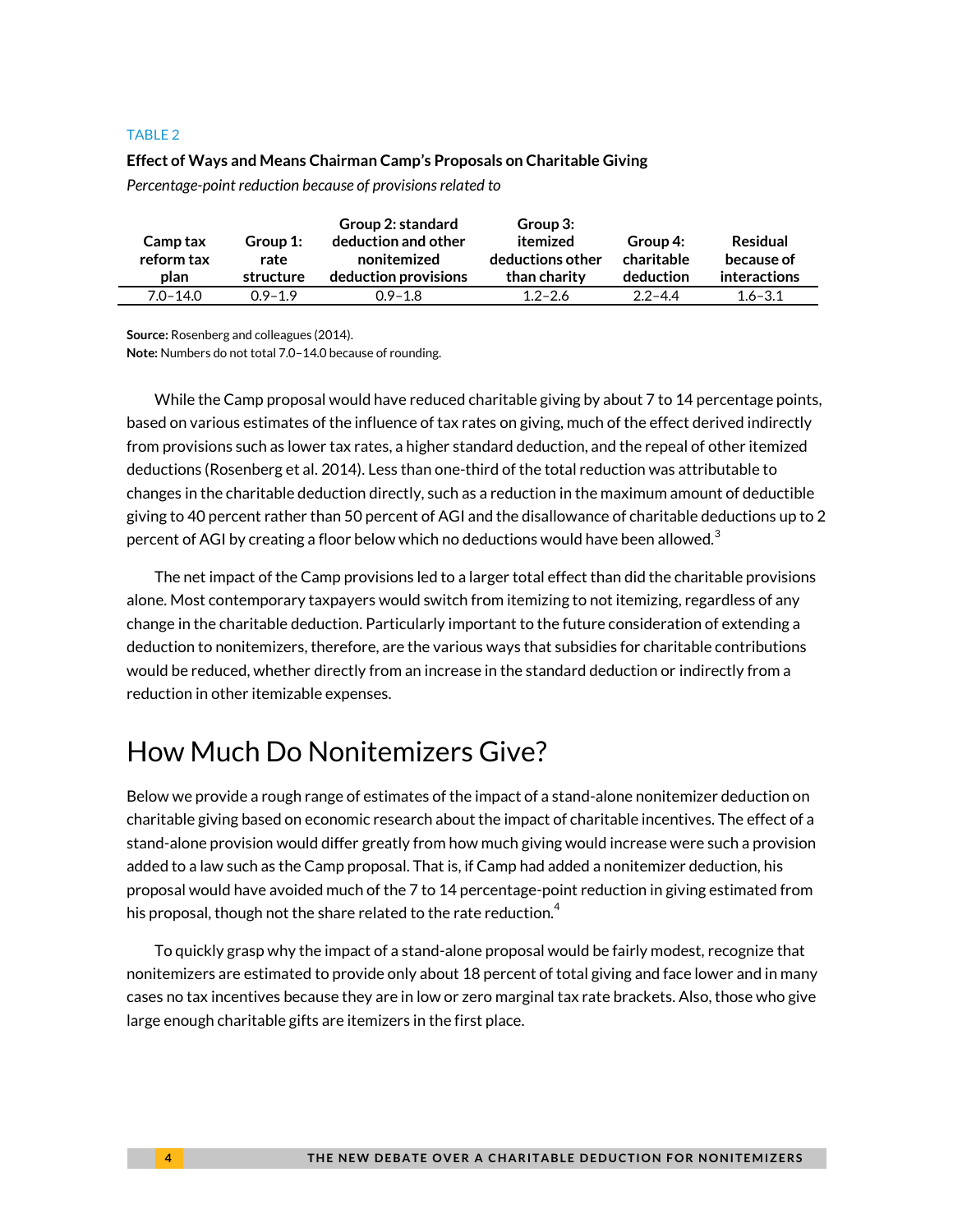TABLE 2

**Effect of Ways and Means Chairman Camp's Proposals on Charitable Giving**

*Percentage-point reduction because of provisions related to*

| Camp tax reform tax plan | Group 1: rate structure | Group 2: standard deduction and other nonitemized deduction provisions | Group 3: itemized deductions other than charity | Group 4: charitable deduction | Residual because of interactions |
|---|---|---|---|---|---|
| 7.0–14.0 | 0.9–1.9 | 0.9–1.8 | 1.2–2.6 | 2.2–4.4 | 1.6–3.1 |

**Source:** Rosenberg and colleagues (2014).
**Note:** Numbers do not total 7.0–14.0 because of rounding.

While the Camp proposal would have reduced charitable giving by about 7 to 14 percentage points, based on various estimates of the influence of tax rates on giving, much of the effect derived indirectly from provisions such as lower tax rates, a higher standard deduction, and the repeal of other itemized deductions (Rosenberg et al. 2014). Less than one-third of the total reduction was attributable to changes in the charitable deduction directly, such as a reduction in the maximum amount of deductible giving to 40 percent rather than 50 percent of AGI and the disallowance of charitable deductions up to 2 percent of AGI by creating a floor below which no deductions would have been allowed.[3]

The net impact of the Camp provisions led to a larger total effect than did the charitable provisions alone. Most contemporary taxpayers would switch from itemizing to not itemizing, regardless of any change in the charitable deduction. Particularly important to the future consideration of extending a deduction to nonitemizers, therefore, are the various ways that subsidies for charitable contributions would be reduced, whether directly from an increase in the standard deduction or indirectly from a reduction in other itemizable expenses.

## How Much Do Nonitemizers Give?

Below we provide a rough range of estimates of the impact of a stand-alone nonitemizer deduction on charitable giving based on economic research about the impact of charitable incentives. The effect of a stand-alone provision would differ greatly from how much giving would increase were such a provision added to a law such as the Camp proposal. That is, if Camp had added a nonitemizer deduction, his proposal would have avoided much of the 7 to 14 percentage-point reduction in giving estimated from his proposal, though not the share related to the rate reduction.[4]

To quickly grasp why the impact of a stand-alone proposal would be fairly modest, recognize that nonitemizers are estimated to provide only about 18 percent of total giving and face lower and in many cases no tax incentives because they are in low or zero marginal tax rate brackets. Also, those who give large enough charitable gifts are itemizers in the first place.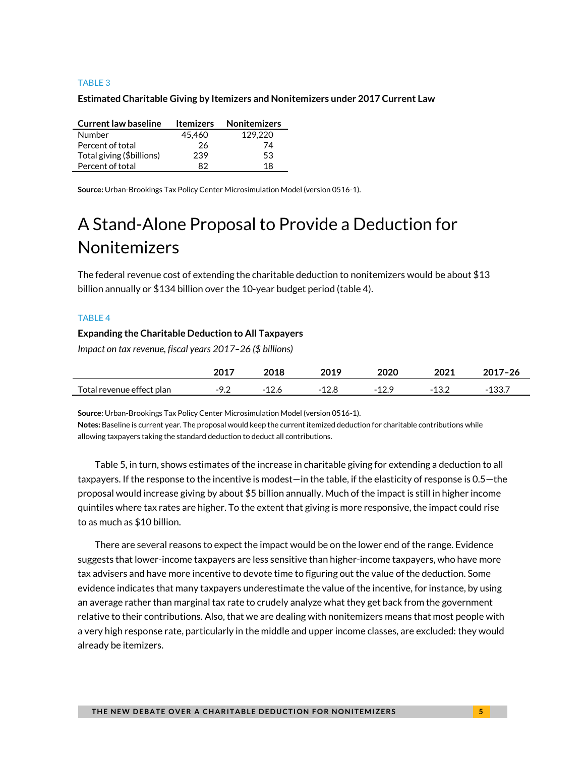TABLE 3

**Estimated Charitable Giving by Itemizers and Nonitemizers under 2017 Current Law**

| Current law baseline | Itemizers | Nonitemizers |
|---|---|---|
| Number | 45,460 | 129,220 |
| Percent of total | 26 | 74 |
| Total giving ($billions) | 239 | 53 |
| Percent of total | 82 | 18 |

**Source:** Urban-Brookings Tax Policy Center Microsimulation Model (version 0516-1).

# A Stand-Alone Proposal to Provide a Deduction for Nonitemizers

The federal revenue cost of extending the charitable deduction to nonitemizers would be about $13 billion annually or $134 billion over the 10-year budget period (table 4).

TABLE 4

**Expanding the Charitable Deduction to All Taxpayers**

*Impact on tax revenue, fiscal years 2017–26 ($ billions)*

| | 2017 | 2018 | 2019 | 2020 | 2021 | 2017–26 |
|---|---|---|---|---|---|---|
| Total revenue effect plan | -9.2 | -12.6 | -12.8 | -12.9 | -13.2 | -133.7 |

**Source**: Urban-Brookings Tax Policy Center Microsimulation Model (version 0516-1).
**Notes:** Baseline is current year. The proposal would keep the current itemized deduction for charitable contributions while allowing taxpayers taking the standard deduction to deduct all contributions.

Table 5, in turn, shows estimates of the increase in charitable giving for extending a deduction to all taxpayers. If the response to the incentive is modest—in the table, if the elasticity of response is 0.5—the proposal would increase giving by about $5 billion annually. Much of the impact is still in higher income quintiles where tax rates are higher. To the extent that giving is more responsive, the impact could rise to as much as $10 billion.

There are several reasons to expect the impact would be on the lower end of the range. Evidence suggests that lower-income taxpayers are less sensitive than higher-income taxpayers, who have more tax advisers and have more incentive to devote time to figuring out the value of the deduction. Some evidence indicates that many taxpayers underestimate the value of the incentive, for instance, by using an average rather than marginal tax rate to crudely analyze what they get back from the government relative to their contributions. Also, that we are dealing with nonitemizers means that most people with a very high response rate, particularly in the middle and upper income classes, are excluded: they would already be itemizers.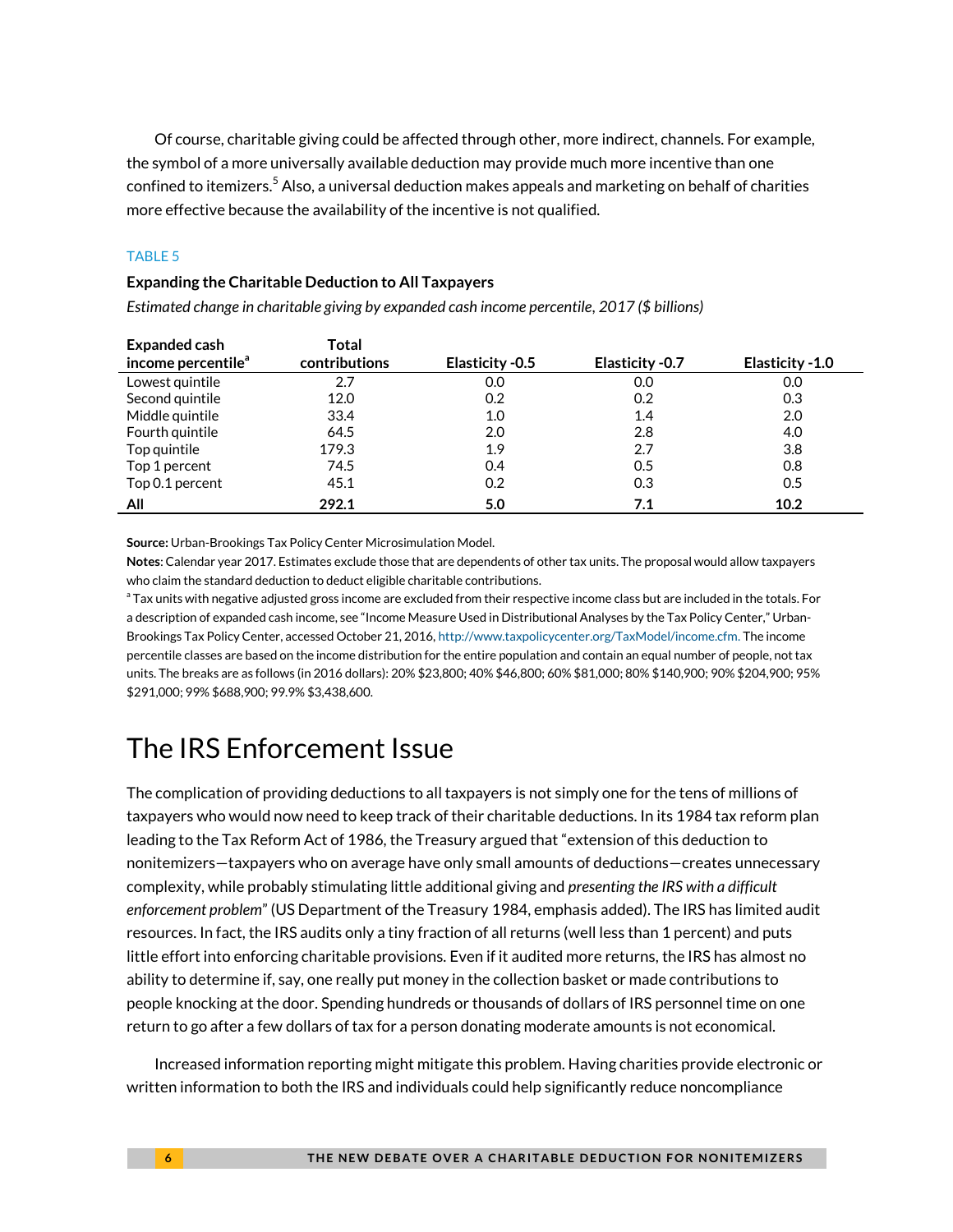Of course, charitable giving could be affected through other, more indirect, channels. For example, the symbol of a more universally available deduction may provide much more incentive than one confined to itemizers.[5] Also, a universal deduction makes appeals and marketing on behalf of charities more effective because the availability of the incentive is not qualified.

TABLE 5

**Expanding the Charitable Deduction to All Taxpayers**

*Estimated change in charitable giving by expanded cash income percentile, 2017 ($ billions)*

| Expanded cash income percentile[a] | Total contributions | Elasticity -0.5 | Elasticity -0.7 | Elasticity -1.0 |
|---|---|---|---|---|
| Lowest quintile | 2.7 | 0.0 | 0.0 | 0.0 |
| Second quintile | 12.0 | 0.2 | 0.2 | 0.3 |
| Middle quintile | 33.4 | 1.0 | 1.4 | 2.0 |
| Fourth quintile | 64.5 | 2.0 | 2.8 | 4.0 |
| Top quintile | 179.3 | 1.9 | 2.7 | 3.8 |
| Top 1 percent | 74.5 | 0.4 | 0.5 | 0.8 |
| Top 0.1 percent | 45.1 | 0.2 | 0.3 | 0.5 |
| **All** | **292.1** | **5.0** | **7.1** | **10.2** |

**Source:** Urban-Brookings Tax Policy Center Microsimulation Model.

**Notes**: Calendar year 2017. Estimates exclude those that are dependents of other tax units. The proposal would allow taxpayers who claim the standard deduction to deduct eligible charitable contributions.

[a] Tax units with negative adjusted gross income are excluded from their respective income class but are included in the totals. For a description of expanded cash income, see "Income Measure Used in Distributional Analyses by the Tax Policy Center," Urban-Brookings Tax Policy Center, accessed October 21, 2016, http://www.taxpolicycenter.org/TaxModel/income.cfm. The income percentile classes are based on the income distribution for the entire population and contain an equal number of people, not tax units. The breaks are as follows (in 2016 dollars): 20% $23,800; 40% $46,800; 60% $81,000; 80% $140,900; 90% $204,900; 95% $291,000; 99% $688,900; 99.9% $3,438,600.

# The IRS Enforcement Issue

The complication of providing deductions to all taxpayers is not simply one for the tens of millions of taxpayers who would now need to keep track of their charitable deductions. In its 1984 tax reform plan leading to the Tax Reform Act of 1986, the Treasury argued that "extension of this deduction to nonitemizers—taxpayers who on average have only small amounts of deductions—creates unnecessary complexity, while probably stimulating little additional giving and *presenting the IRS with a difficult enforcement problem*" (US Department of the Treasury 1984, emphasis added). The IRS has limited audit resources. In fact, the IRS audits only a tiny fraction of all returns (well less than 1 percent) and puts little effort into enforcing charitable provisions. Even if it audited more returns, the IRS has almost no ability to determine if, say, one really put money in the collection basket or made contributions to people knocking at the door. Spending hundreds or thousands of dollars of IRS personnel time on one return to go after a few dollars of tax for a person donating moderate amounts is not economical.

Increased information reporting might mitigate this problem. Having charities provide electronic or written information to both the IRS and individuals could help significantly reduce noncompliance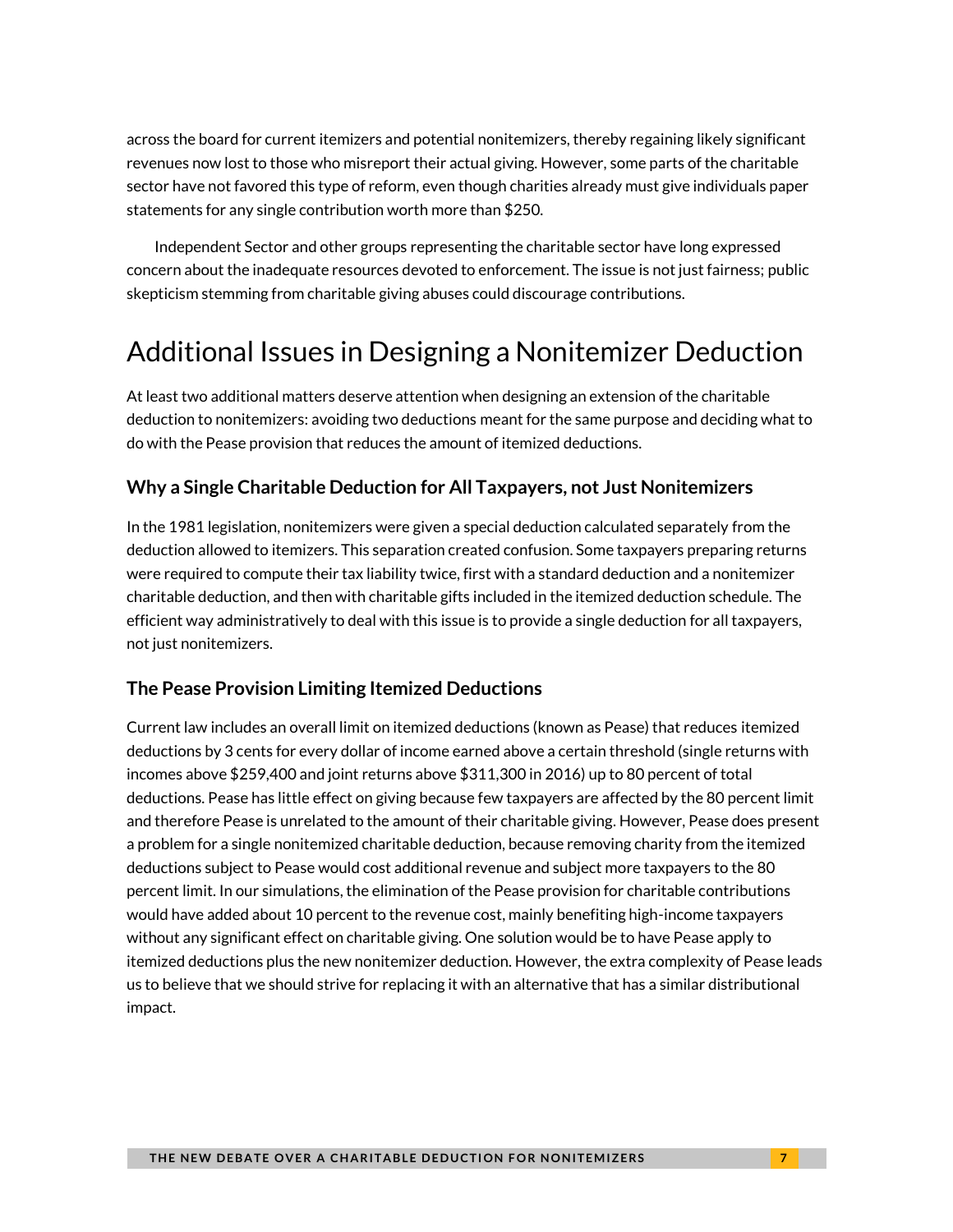across the board for current itemizers and potential nonitemizers, thereby regaining likely significant revenues now lost to those who misreport their actual giving. However, some parts of the charitable sector have not favored this type of reform, even though charities already must give individuals paper statements for any single contribution worth more than $250.

Independent Sector and other groups representing the charitable sector have long expressed concern about the inadequate resources devoted to enforcement. The issue is not just fairness; public skepticism stemming from charitable giving abuses could discourage contributions.

# Additional Issues in Designing a Nonitemizer Deduction

At least two additional matters deserve attention when designing an extension of the charitable deduction to nonitemizers: avoiding two deductions meant for the same purpose and deciding what to do with the Pease provision that reduces the amount of itemized deductions.

### Why a Single Charitable Deduction for All Taxpayers, not Just Nonitemizers

In the 1981 legislation, nonitemizers were given a special deduction calculated separately from the deduction allowed to itemizers. This separation created confusion. Some taxpayers preparing returns were required to compute their tax liability twice, first with a standard deduction and a nonitemizer charitable deduction, and then with charitable gifts included in the itemized deduction schedule. The efficient way administratively to deal with this issue is to provide a single deduction for all taxpayers, not just nonitemizers.

### The Pease Provision Limiting Itemized Deductions

Current law includes an overall limit on itemized deductions (known as Pease) that reduces itemized deductions by 3 cents for every dollar of income earned above a certain threshold (single returns with incomes above $259,400 and joint returns above $311,300 in 2016) up to 80 percent of total deductions. Pease has little effect on giving because few taxpayers are affected by the 80 percent limit and therefore Pease is unrelated to the amount of their charitable giving. However, Pease does present a problem for a single nonitemized charitable deduction, because removing charity from the itemized deductions subject to Pease would cost additional revenue and subject more taxpayers to the 80 percent limit. In our simulations, the elimination of the Pease provision for charitable contributions would have added about 10 percent to the revenue cost, mainly benefiting high-income taxpayers without any significant effect on charitable giving. One solution would be to have Pease apply to itemized deductions plus the new nonitemizer deduction. However, the extra complexity of Pease leads us to believe that we should strive for replacing it with an alternative that has a similar distributional impact.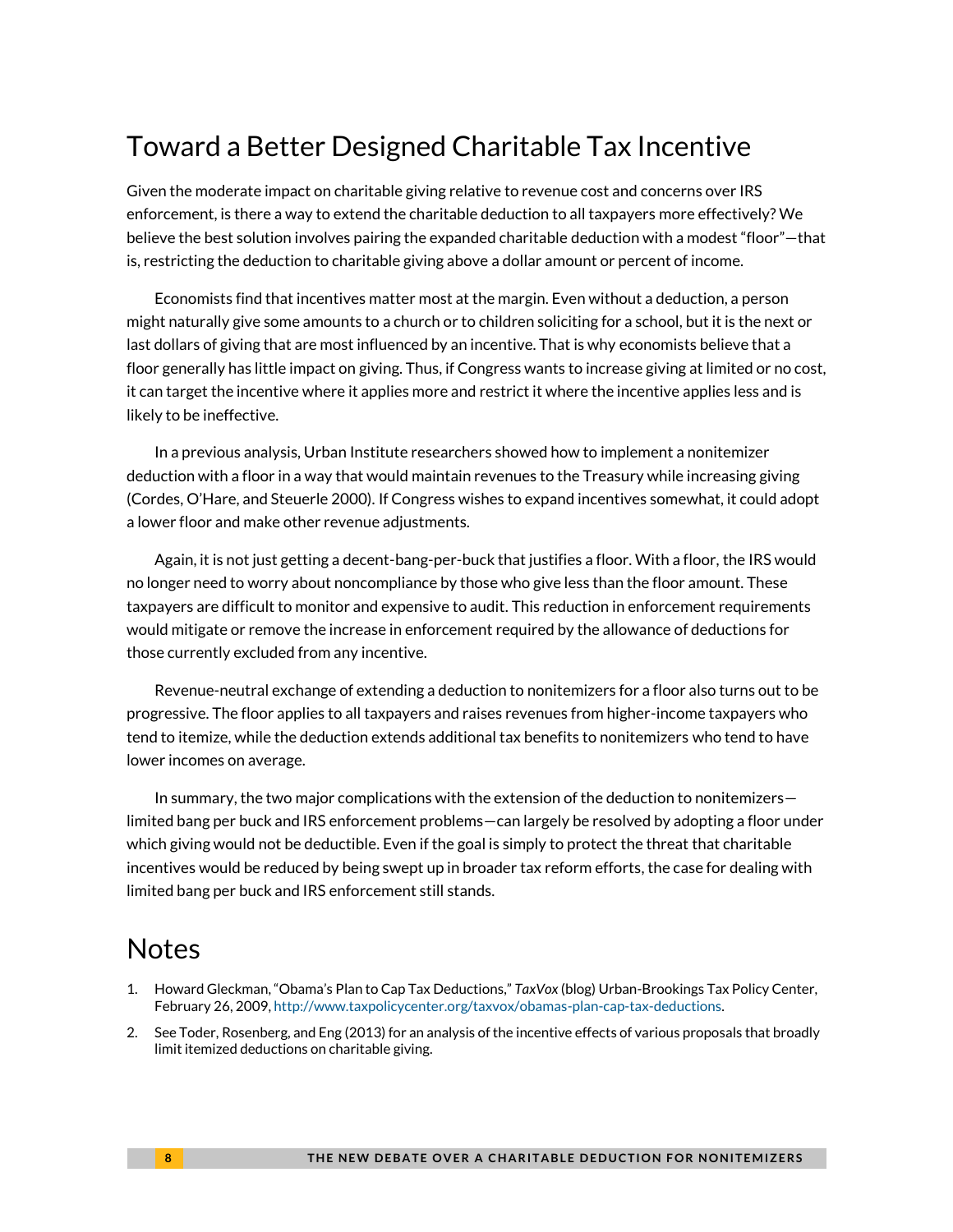## Toward a Better Designed Charitable Tax Incentive

Given the moderate impact on charitable giving relative to revenue cost and concerns over IRS enforcement, is there a way to extend the charitable deduction to all taxpayers more effectively? We believe the best solution involves pairing the expanded charitable deduction with a modest "floor"—that is, restricting the deduction to charitable giving above a dollar amount or percent of income.

Economists find that incentives matter most at the margin. Even without a deduction, a person might naturally give some amounts to a church or to children soliciting for a school, but it is the next or last dollars of giving that are most influenced by an incentive. That is why economists believe that a floor generally has little impact on giving. Thus, if Congress wants to increase giving at limited or no cost, it can target the incentive where it applies more and restrict it where the incentive applies less and is likely to be ineffective.

In a previous analysis, Urban Institute researchers showed how to implement a nonitemizer deduction with a floor in a way that would maintain revenues to the Treasury while increasing giving (Cordes, O'Hare, and Steuerle 2000). If Congress wishes to expand incentives somewhat, it could adopt a lower floor and make other revenue adjustments.

Again, it is not just getting a decent-bang-per-buck that justifies a floor. With a floor, the IRS would no longer need to worry about noncompliance by those who give less than the floor amount. These taxpayers are difficult to monitor and expensive to audit. This reduction in enforcement requirements would mitigate or remove the increase in enforcement required by the allowance of deductions for those currently excluded from any incentive.

Revenue-neutral exchange of extending a deduction to nonitemizers for a floor also turns out to be progressive. The floor applies to all taxpayers and raises revenues from higher-income taxpayers who tend to itemize, while the deduction extends additional tax benefits to nonitemizers who tend to have lower incomes on average.

In summary, the two major complications with the extension of the deduction to nonitemizers—limited bang per buck and IRS enforcement problems—can largely be resolved by adopting a floor under which giving would not be deductible. Even if the goal is simply to protect the threat that charitable incentives would be reduced by being swept up in broader tax reform efforts, the case for dealing with limited bang per buck and IRS enforcement still stands.

## Notes

1. Howard Gleckman, "Obama's Plan to Cap Tax Deductions," *TaxVox* (blog) Urban-Brookings Tax Policy Center, February 26, 2009, http://www.taxpolicycenter.org/taxvox/obamas-plan-cap-tax-deductions.
2. See Toder, Rosenberg, and Eng (2013) for an analysis of the incentive effects of various proposals that broadly limit itemized deductions on charitable giving.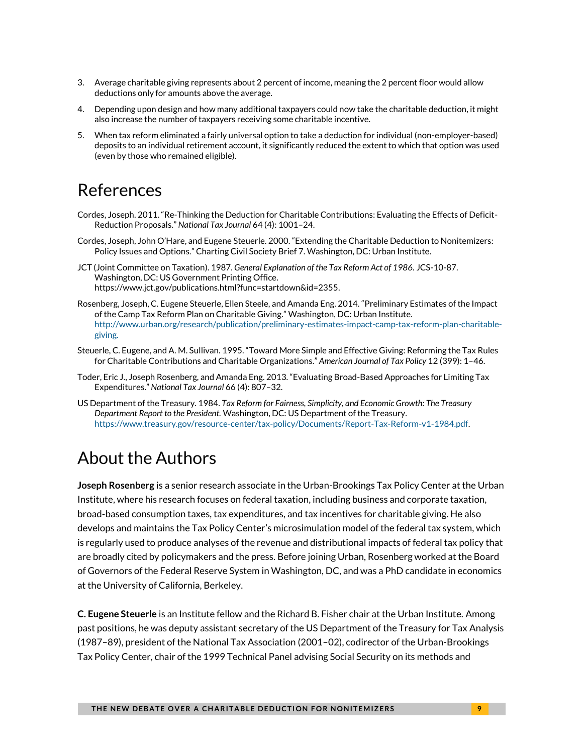3. Average charitable giving represents about 2 percent of income, meaning the 2 percent floor would allow deductions only for amounts above the average.
4. Depending upon design and how many additional taxpayers could now take the charitable deduction, it might also increase the number of taxpayers receiving some charitable incentive.
5. When tax reform eliminated a fairly universal option to take a deduction for individual (non-employer-based) deposits to an individual retirement account, it significantly reduced the extent to which that option was used (even by those who remained eligible).

## References

Cordes, Joseph. 2011. "Re-Thinking the Deduction for Charitable Contributions: Evaluating the Effects of Deficit-Reduction Proposals." *National Tax Journal* 64 (4): 1001–24.

Cordes, Joseph, John O'Hare, and Eugene Steuerle. 2000. "Extending the Charitable Deduction to Nonitemizers: Policy Issues and Options." Charting Civil Society Brief 7. Washington, DC: Urban Institute.

JCT (Joint Committee on Taxation). 1987. *General Explanation of the Tax Reform Act of 1986.* JCS-10-87. Washington, DC: US Government Printing Office. https://www.jct.gov/publications.html?func=startdown&id=2355.

Rosenberg, Joseph, C. Eugene Steuerle, Ellen Steele, and Amanda Eng. 2014. "Preliminary Estimates of the Impact of the Camp Tax Reform Plan on Charitable Giving." Washington, DC: Urban Institute. http://www.urban.org/research/publication/preliminary-estimates-impact-camp-tax-reform-plan-charitable-giving.

Steuerle, C. Eugene, and A. M. Sullivan. 1995. "Toward More Simple and Effective Giving: Reforming the Tax Rules for Charitable Contributions and Charitable Organizations." *American Journal of Tax Policy* 12 (399): 1–46.

Toder, Eric J., Joseph Rosenberg, and Amanda Eng. 2013. "Evaluating Broad-Based Approaches for Limiting Tax Expenditures." *National Tax Journal* 66 (4): 807–32.

US Department of the Treasury. 1984. *Tax Reform for Fairness, Simplicity, and Economic Growth: The Treasury Department Report to the President.* Washington, DC: US Department of the Treasury. https://www.treasury.gov/resource-center/tax-policy/Documents/Report-Tax-Reform-v1-1984.pdf.

## About the Authors

**Joseph Rosenberg** is a senior research associate in the Urban-Brookings Tax Policy Center at the Urban Institute, where his research focuses on federal taxation, including business and corporate taxation, broad-based consumption taxes, tax expenditures, and tax incentives for charitable giving. He also develops and maintains the Tax Policy Center's microsimulation model of the federal tax system, which is regularly used to produce analyses of the revenue and distributional impacts of federal tax policy that are broadly cited by policymakers and the press. Before joining Urban, Rosenberg worked at the Board of Governors of the Federal Reserve System in Washington, DC, and was a PhD candidate in economics at the University of California, Berkeley.

**C. Eugene Steuerle** is an Institute fellow and the Richard B. Fisher chair at the Urban Institute. Among past positions, he was deputy assistant secretary of the US Department of the Treasury for Tax Analysis (1987–89), president of the National Tax Association (2001–02), codirector of the Urban-Brookings Tax Policy Center, chair of the 1999 Technical Panel advising Social Security on its methods and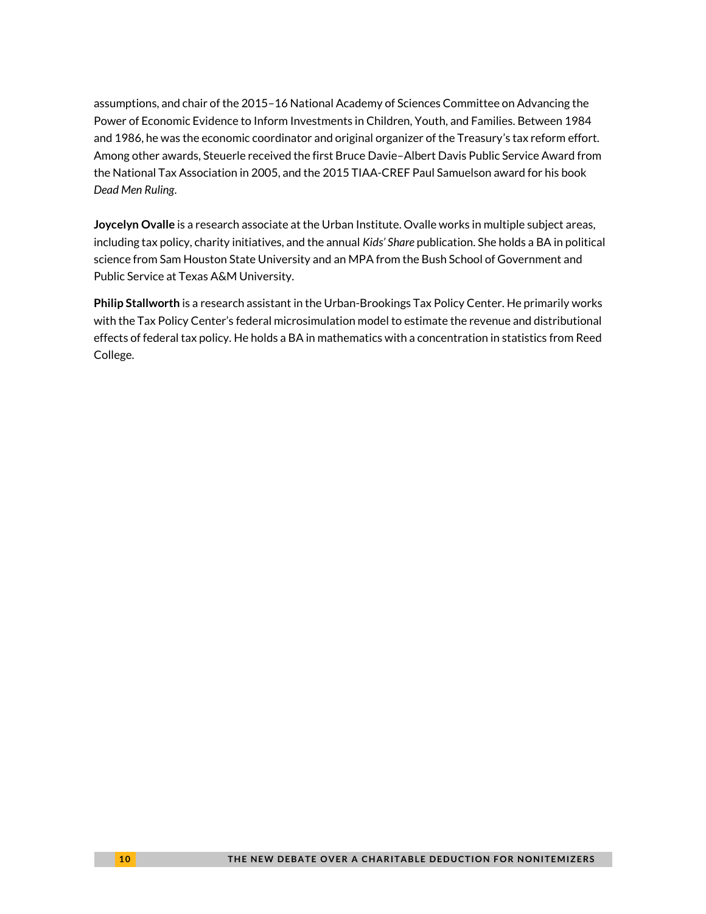assumptions, and chair of the 2015–16 National Academy of Sciences Committee on Advancing the Power of Economic Evidence to Inform Investments in Children, Youth, and Families. Between 1984 and 1986, he was the economic coordinator and original organizer of the Treasury's tax reform effort. Among other awards, Steuerle received the first Bruce Davie–Albert Davis Public Service Award from the National Tax Association in 2005, and the 2015 TIAA-CREF Paul Samuelson award for his book *Dead Men Ruling*.

**Joycelyn Ovalle** is a research associate at the Urban Institute. Ovalle works in multiple subject areas, including tax policy, charity initiatives, and the annual *Kids' Share* publication. She holds a BA in political science from Sam Houston State University and an MPA from the Bush School of Government and Public Service at Texas A&M University.

**Philip Stallworth** is a research assistant in the Urban-Brookings Tax Policy Center. He primarily works with the Tax Policy Center's federal microsimulation model to estimate the revenue and distributional effects of federal tax policy. He holds a BA in mathematics with a concentration in statistics from Reed College.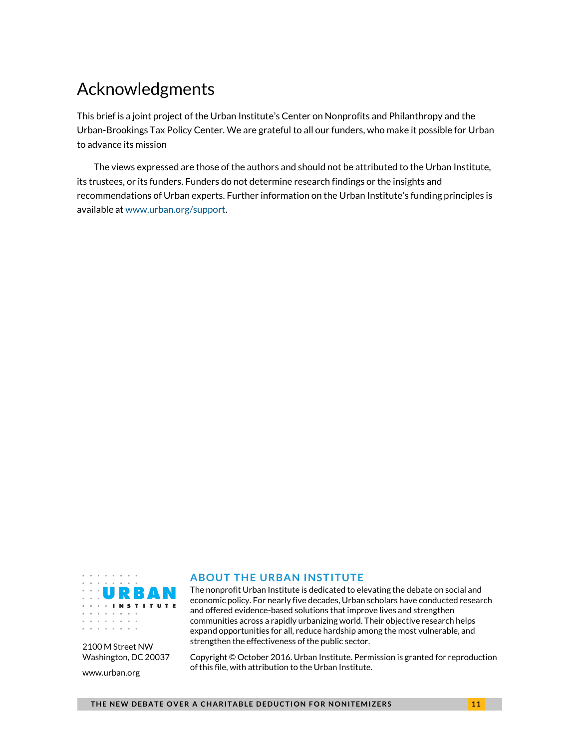# Acknowledgments

This brief is a joint project of the Urban Institute's Center on Nonprofits and Philanthropy and the Urban-Brookings Tax Policy Center. We are grateful to all our funders, who make it possible for Urban to advance its mission

The views expressed are those of the authors and should not be attributed to the Urban Institute, its trustees, or its funders. Funders do not determine research findings or the insights and recommendations of Urban experts. Further information on the Urban Institute's funding principles is available at www.urban.org/support.

URBAN INSTITUTE

2100 M Street NW
Washington, DC 20037

www.urban.org

## ABOUT THE URBAN INSTITUTE

The nonprofit Urban Institute is dedicated to elevating the debate on social and economic policy. For nearly five decades, Urban scholars have conducted research and offered evidence-based solutions that improve lives and strengthen communities across a rapidly urbanizing world. Their objective research helps expand opportunities for all, reduce hardship among the most vulnerable, and strengthen the effectiveness of the public sector.

Copyright © October 2016. Urban Institute. Permission is granted for reproduction of this file, with attribution to the Urban Institute.